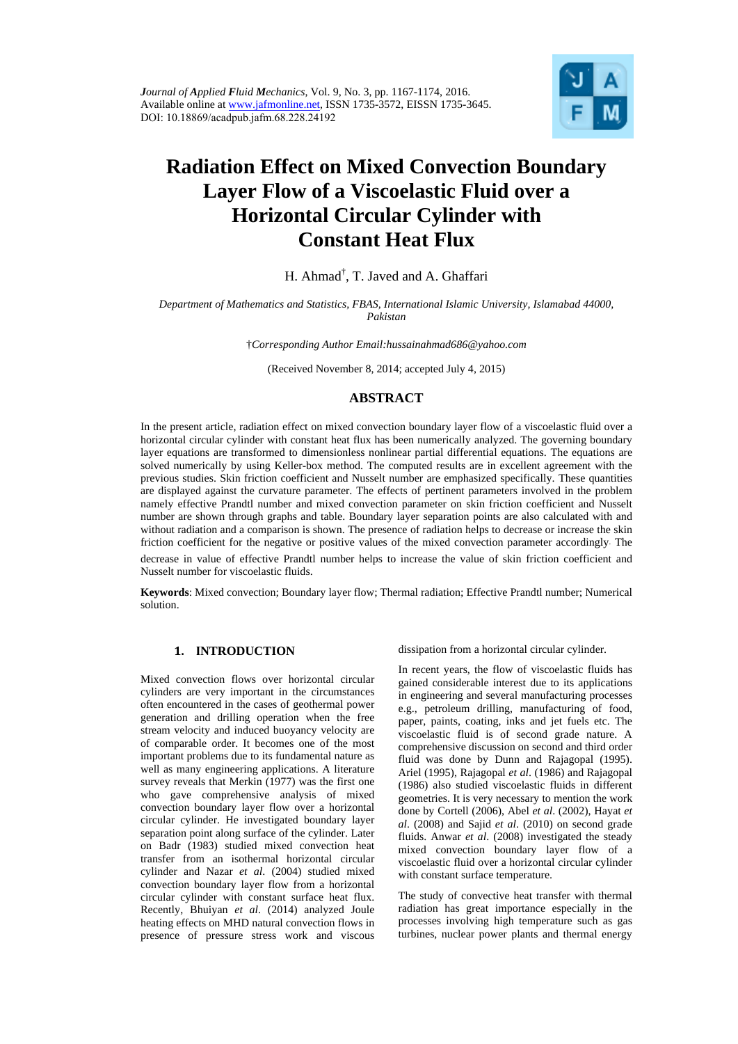*Journal of Applied Fluid Mechanics*, Vol. 9, No. 3, pp. 1167-1174, 2016.
Available online at www.jafmonline.net, ISSN 1735-3572, EISSN 1735-3645.
DOI: 10.18869/acadpub.jafm.68.228.24192

# Radiation Effect on Mixed Convection Boundary Layer Flow of a Viscoelastic Fluid over a Horizontal Circular Cylinder with Constant Heat Flux

H. Ahmad[†], T. Javed and A. Ghaffari

*Department of Mathematics and Statistics, FBAS, International Islamic University, Islamabad 44000, Pakistan*

†*Corresponding Author Email:hussainahmad686@yahoo.com*

(Received November 8, 2014; accepted July 4, 2015)

## ABSTRACT

In the present article, radiation effect on mixed convection boundary layer flow of a viscoelastic fluid over a horizontal circular cylinder with constant heat flux has been numerically analyzed. The governing boundary layer equations are transformed to dimensionless nonlinear partial differential equations. The equations are solved numerically by using Keller-box method. The computed results are in excellent agreement with the previous studies. Skin friction coefficient and Nusselt number are emphasized specifically. These quantities are displayed against the curvature parameter. The effects of pertinent parameters involved in the problem namely effective Prandtl number and mixed convection parameter on skin friction coefficient and Nusselt number are shown through graphs and table. Boundary layer separation points are also calculated with and without radiation and a comparison is shown. The presence of radiation helps to decrease or increase the skin friction coefficient for the negative or positive values of the mixed convection parameter accordingly. The decrease in value of effective Prandtl number helps to increase the value of skin friction coefficient and Nusselt number for viscoelastic fluids.

**Keywords**: Mixed convection; Boundary layer flow; Thermal radiation; Effective Prandtl number; Numerical solution.

## 1. INTRODUCTION

Mixed convection flows over horizontal circular cylinders are very important in the circumstances often encountered in the cases of geothermal power generation and drilling operation when the free stream velocity and induced buoyancy velocity are of comparable order. It becomes one of the most important problems due to its fundamental nature as well as many engineering applications. A literature survey reveals that Merkin (1977) was the first one who gave comprehensive analysis of mixed convection boundary layer flow over a horizontal circular cylinder. He investigated boundary layer separation point along surface of the cylinder. Later on Badr (1983) studied mixed convection heat transfer from an isothermal horizontal circular cylinder and Nazar *et al*. (2004) studied mixed convection boundary layer flow from a horizontal circular cylinder with constant surface heat flux. Recently, Bhuiyan *et al*. (2014) analyzed Joule heating effects on MHD natural convection flows in presence of pressure stress work and viscous dissipation from a horizontal circular cylinder.

In recent years, the flow of viscoelastic fluids has gained considerable interest due to its applications in engineering and several manufacturing processes e.g., petroleum drilling, manufacturing of food, paper, paints, coating, inks and jet fuels etc. The viscoelastic fluid is of second grade nature. A comprehensive discussion on second and third order fluid was done by Dunn and Rajagopal (1995). Ariel (1995), Rajagopal *et al*. (1986) and Rajagopal (1986) also studied viscoelastic fluids in different geometries. It is very necessary to mention the work done by Cortell (2006), Abel *et al*. (2002), Hayat *et al*. (2008) and Sajid *et al*. (2010) on second grade fluids. Anwar *et al*. (2008) investigated the steady mixed convection boundary layer flow of a viscoelastic fluid over a horizontal circular cylinder with constant surface temperature.

The study of convective heat transfer with thermal radiation has great importance especially in the processes involving high temperature such as gas turbines, nuclear power plants and thermal energy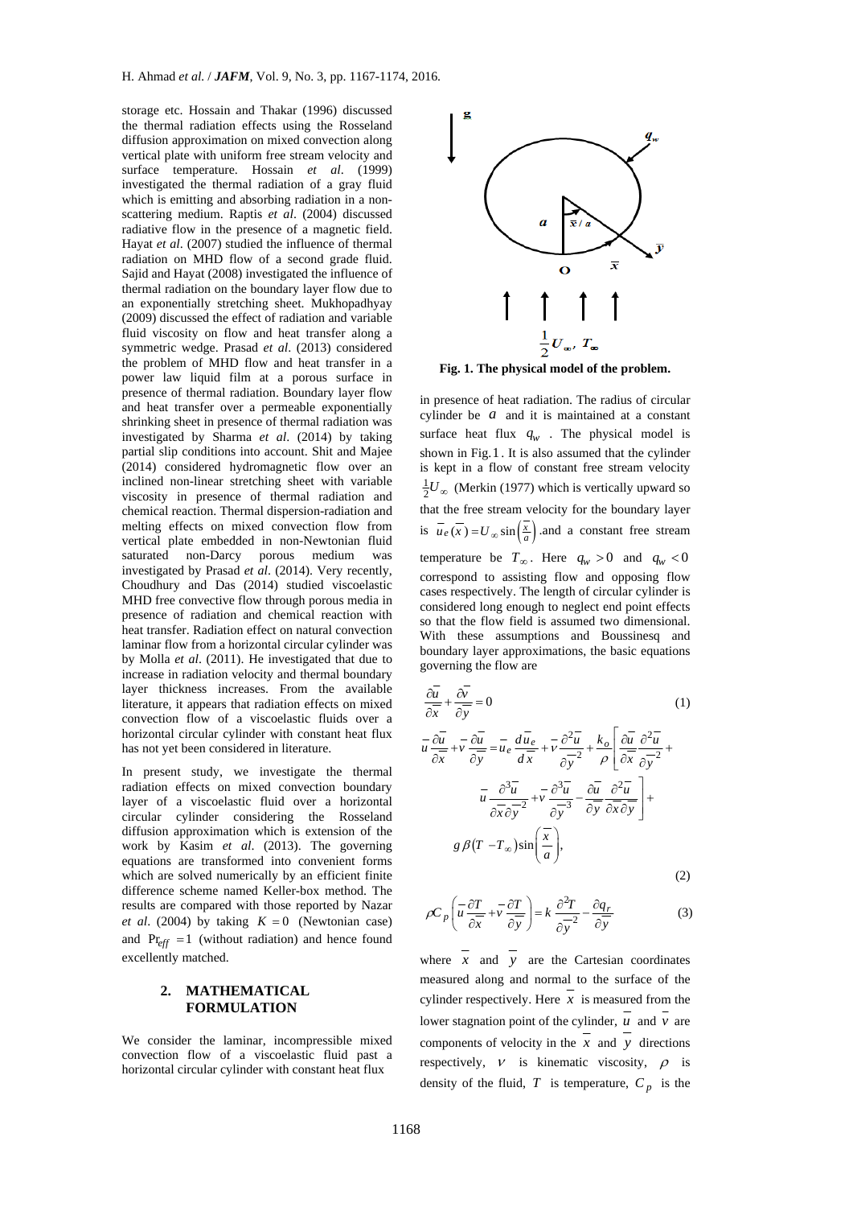storage etc. Hossain and Thakar (1996) discussed the thermal radiation effects using the Rosseland diffusion approximation on mixed convection along vertical plate with uniform free stream velocity and surface temperature. Hossain *et al*. (1999) investigated the thermal radiation of a gray fluid which is emitting and absorbing radiation in a non-scattering medium. Raptis *et al*. (2004) discussed radiative flow in the presence of a magnetic field. Hayat *et al*. (2007) studied the influence of thermal radiation on MHD flow of a second grade fluid. Sajid and Hayat (2008) investigated the influence of thermal radiation on the boundary layer flow due to an exponentially stretching sheet. Mukhopadhyay (2009) discussed the effect of radiation and variable fluid viscosity on flow and heat transfer along a symmetric wedge. Prasad *et al*. (2013) considered the problem of MHD flow and heat transfer in a power law liquid film at a porous surface in presence of thermal radiation. Boundary layer flow and heat transfer over a permeable exponentially shrinking sheet in presence of thermal radiation was investigated by Sharma *et al*. (2014) by taking partial slip conditions into account. Shit and Majee (2014) considered hydromagnetic flow over an inclined non-linear stretching sheet with variable viscosity in presence of thermal radiation and chemical reaction. Thermal dispersion-radiation and melting effects on mixed convection flow from vertical plate embedded in non-Newtonian fluid saturated non-Darcy porous medium was investigated by Prasad *et al*. (2014). Very recently, Choudhury and Das (2014) studied viscoelastic MHD free convective flow through porous media in presence of radiation and chemical reaction with heat transfer. Radiation effect on natural convection laminar flow from a horizontal circular cylinder was by Molla *et al*. (2011). He investigated that due to increase in radiation velocity and thermal boundary layer thickness increases. From the available literature, it appears that radiation effects on mixed convection flow of a viscoelastic fluids over a horizontal circular cylinder with constant heat flux has not yet been considered in literature.

In present study, we investigate the thermal radiation effects on mixed convection boundary layer of a viscoelastic fluid over a horizontal circular cylinder considering the Rosseland diffusion approximation which is extension of the work by Kasim *et al*. (2013). The governing equations are transformed into convenient forms which are solved numerically by an efficient finite difference scheme named Keller-box method. The results are compared with those reported by Nazar *et al*. (2004) by taking $K = 0$ (Newtonian case) and $\Pr_{eff} = 1$ (without radiation) and hence found excellently matched.

## 2. MATHEMATICAL FORMULATION

We consider the laminar, incompressible mixed convection flow of a viscoelastic fluid past a horizontal circular cylinder with constant heat flux in presence of heat radiation. The radius of circular cylinder be $a$ and it is maintained at a constant surface heat flux $q_w$. The physical model is shown in Fig. 1. It is also assumed that the cylinder is kept in a flow of constant free stream velocity $\frac{1}{2}U_\infty$ (Merkin (1977) which is vertically upward so that the free stream velocity for the boundary layer is $\bar{u}_e(\bar{x}) = U_\infty \sin\left(\frac{\bar{x}}{a}\right)$ .and a constant free stream temperature be $T_\infty$. Here $q_w > 0$ and $q_w < 0$ correspond to assisting flow and opposing flow cases respectively. The length of circular cylinder is considered long enough to neglect end point effects so that the flow field is assumed two dimensional. With these assumptions and Boussinesq and boundary layer approximations, the basic equations governing the flow are

**Fig. 1. The physical model of the problem.**

$$\frac{\partial \bar{u}}{\partial \bar{x}} + \frac{\partial \bar{v}}{\partial \bar{y}} = 0 \tag{1}$$

$$\bar{u}\frac{\partial \bar{u}}{\partial \bar{x}} + \bar{v}\frac{\partial \bar{u}}{\partial \bar{y}} = \bar{u}_e \frac{d\bar{u}_e}{d\bar{x}} + \bar{v}\frac{\partial^2 \bar{u}}{\partial \bar{y}^2} + \frac{k_o}{\rho}\left[\frac{\partial \bar{u}}{\partial \bar{x}}\frac{\partial^2 \bar{u}}{\partial \bar{y}^2} + \bar{u}\frac{\partial^3 \bar{u}}{\partial \bar{x}\partial \bar{y}^2} + \bar{v}\frac{\partial^3 \bar{u}}{\partial \bar{y}^3} - \frac{\partial \bar{u}}{\partial \bar{y}}\frac{\partial^2 \bar{u}}{\partial \bar{x}\partial \bar{y}}\right] + g\beta(T - T_\infty)\sin\left(\frac{\bar{x}}{a}\right), \tag{2}$$

$$\rho C_p\left(\bar{u}\frac{\partial T}{\partial \bar{x}} + \bar{v}\frac{\partial T}{\partial \bar{y}}\right) = k\frac{\partial^2 T}{\partial \bar{y}^2} - \frac{\partial q_r}{\partial \bar{y}} \tag{3}$$

where $\bar{x}$ and $\bar{y}$ are the Cartesian coordinates measured along and normal to the surface of the cylinder respectively. Here $\bar{x}$ is measured from the lower stagnation point of the cylinder, $\bar{u}$ and $\bar{v}$ are components of velocity in the $\bar{x}$ and $\bar{y}$ directions respectively, $\nu$ is kinematic viscosity, $\rho$ is density of the fluid, $T$ is temperature, $C_p$ is the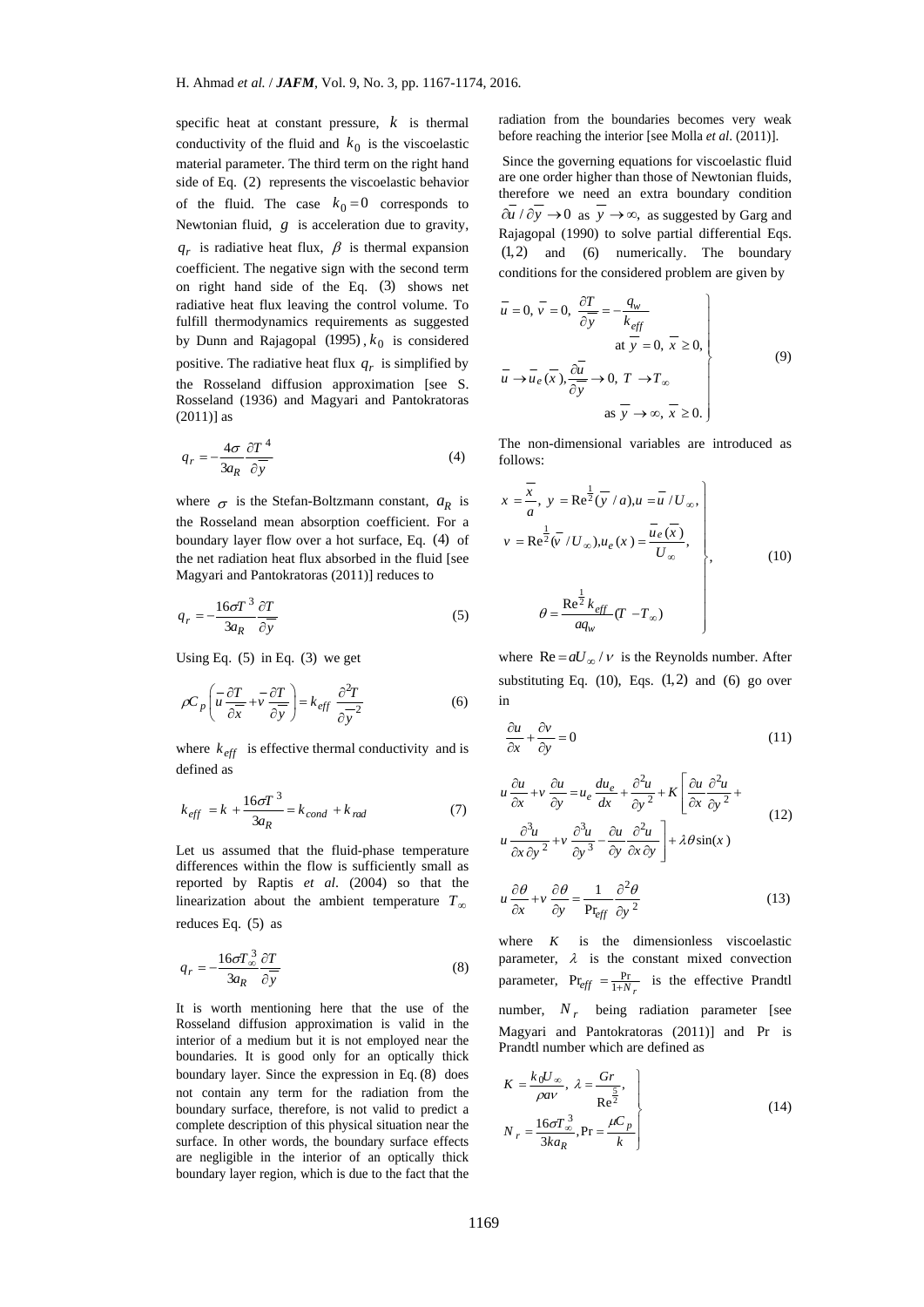specific heat at constant pressure, $k$ is thermal conductivity of the fluid and $k_0$ is the viscoelastic material parameter. The third term on the right hand side of Eq. (2) represents the viscoelastic behavior of the fluid. The case $k_0 = 0$ corresponds to Newtonian fluid, $g$ is acceleration due to gravity, $q_r$ is radiative heat flux, $\beta$ is thermal expansion coefficient. The negative sign with the second term on right hand side of the Eq. (3) shows net radiative heat flux leaving the control volume. To fulfill thermodynamics requirements as suggested by Dunn and Rajagopal (1995), $k_0$ is considered positive. The radiative heat flux $q_r$ is simplified by the Rosseland diffusion approximation [see S. Rosseland (1936) and Magyari and Pantokratoras (2011)] as

$$q_r = -\frac{4\sigma}{3a_R}\frac{\partial T^4}{\partial \overline{y}} \tag{4}$$

where $\sigma$ is the Stefan-Boltzmann constant, $a_R$ is the Rosseland mean absorption coefficient. For a boundary layer flow over a hot surface, Eq. (4) of the net radiation heat flux absorbed in the fluid [see Magyari and Pantokratoras (2011)] reduces to

$$q_r = -\frac{16\sigma T^3}{3a_R}\frac{\partial T}{\partial \overline{y}} \tag{5}$$

Using Eq. (5) in Eq. (3) we get

$$\rho C_p\left(\overline{u}\frac{\partial T}{\partial \overline{x}} + \overline{v}\frac{\partial T}{\partial \overline{y}}\right) = k_{eff}\frac{\partial^2 T}{\partial \overline{y}^2} \tag{6}$$

where $k_{eff}$ is effective thermal conductivity and is defined as

$$k_{eff} = k + \frac{16\sigma T^3}{3a_R} = k_{cond} + k_{rad} \tag{7}$$

Let us assumed that the fluid-phase temperature differences within the flow is sufficiently small as reported by Raptis *et al*. (2004) so that the linearization about the ambient temperature $T_\infty$ reduces Eq. (5) as

$$q_r = -\frac{16\sigma T_\infty^3}{3a_R}\frac{\partial T}{\partial \overline{y}} \tag{8}$$

It is worth mentioning here that the use of the Rosseland diffusion approximation is valid in the interior of a medium but it is not employed near the boundaries. It is good only for an optically thick boundary layer. Since the expression in Eq. (8) does not contain any term for the radiation from the boundary surface, therefore, is not valid to predict a complete description of this physical situation near the surface. In other words, the boundary surface effects are negligible in the interior of an optically thick boundary layer region, which is due to the fact that the radiation from the boundaries becomes very weak before reaching the interior [see Molla *et al*. (2011)].

Since the governing equations for viscoelastic fluid are one order higher than those of Newtonian fluids, therefore we need an extra boundary condition $\partial \overline{u}/\partial \overline{y} \to 0$ as $\overline{y} \to \infty$, as suggested by Garg and Rajagopal (1990) to solve partial differential Eqs. (1,2) and (6) numerically. The boundary conditions for the considered problem are given by

$$\left.\begin{aligned}
&\overline{u} = 0,\ \overline{v} = 0,\ \frac{\partial T}{\partial \overline{y}} = -\frac{q_w}{k_{eff}} \\
&\qquad\qquad \text{at } \overline{y} = 0,\ \overline{x} \ge 0, \\
&\overline{u} \to \overline{u}_e(\overline{x}),\ \frac{\partial \overline{u}}{\partial \overline{y}} \to 0,\ T \to T_\infty \\
&\qquad\qquad \text{as } \overline{y} \to \infty,\ \overline{x} \ge 0.
\end{aligned}\right\} \tag{9}$$

The non-dimensional variables are introduced as follows:

$$\left.\begin{aligned}
&x = \frac{\overline{x}}{a},\ y = \mathrm{Re}^{\frac{1}{2}}(\overline{y}/a), u = \overline{u}/U_\infty, \\
&v = \mathrm{Re}^{\frac{1}{2}}(\overline{v}/U_\infty), u_e(x) = \frac{\overline{u}_e(\overline{x})}{U_\infty}, \\
&\theta = \frac{\mathrm{Re}^{\frac{1}{2}} k_{eff}}{a q_w}(T - T_\infty)
\end{aligned}\right\}, \tag{10}$$

where $\mathrm{Re} = aU_\infty/\nu$ is the Reynolds number. After substituting Eq. (10), Eqs. (1,2) and (6) go over in

$$\frac{\partial u}{\partial x} + \frac{\partial v}{\partial y} = 0 \tag{11}$$

$$\begin{aligned}
u\frac{\partial u}{\partial x} + v\frac{\partial u}{\partial y} &= u_e\frac{du_e}{dx} + \frac{\partial^2 u}{\partial y^2} + K\left[\frac{\partial u}{\partial x}\frac{\partial^2 u}{\partial y^2} + \right. \\
&\left. u\frac{\partial^3 u}{\partial x \partial y^2} + v\frac{\partial^3 u}{\partial y^3} - \frac{\partial u}{\partial y}\frac{\partial^2 u}{\partial x \partial y}\right] + \lambda\theta\sin(x)
\end{aligned} \tag{12}$$

$$u\frac{\partial \theta}{\partial x} + v\frac{\partial \theta}{\partial y} = \frac{1}{\mathrm{Pr}_{eff}}\frac{\partial^2 \theta}{\partial y^2} \tag{13}$$

where $K$ is the dimensionless viscoelastic parameter, $\lambda$ is the constant mixed convection parameter, $\mathrm{Pr}_{eff} = \frac{\mathrm{Pr}}{1+N_r}$ is the effective Prandtl number, $N_r$ being radiation parameter [see Magyari and Pantokratoras (2011)] and Pr is Prandtl number which are defined as

$$\left.\begin{aligned}
&K = \frac{k_0 U_\infty}{\rho a \nu},\ \lambda = \frac{Gr}{\mathrm{Re}^{\frac{5}{2}}}, \\
&N_r = \frac{16\sigma T_\infty^3}{3ka_R}, \mathrm{Pr} = \frac{\mu C_p}{k}
\end{aligned}\right\} \tag{14}$$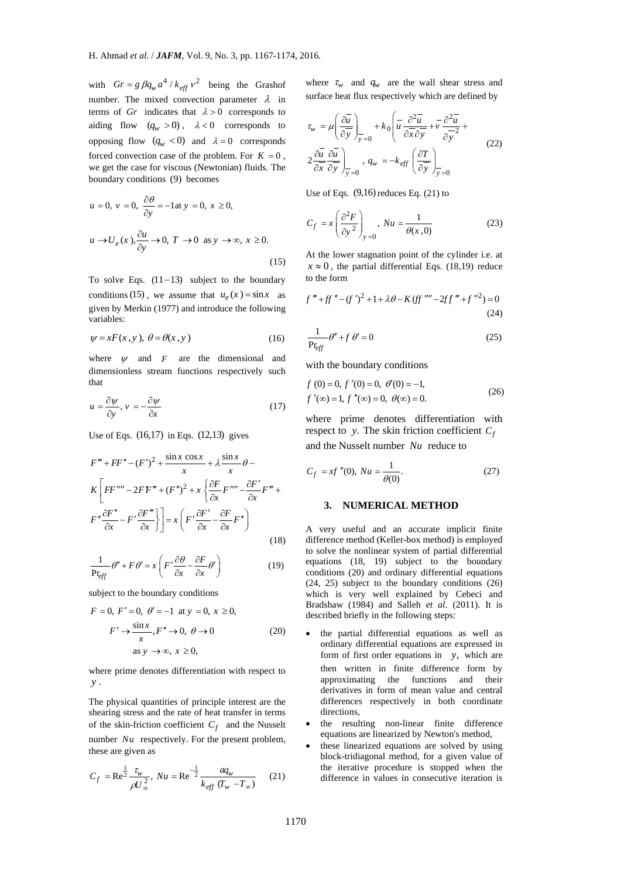with $Gr = g\beta q_w a^4 / k_{eff} \nu^2$ being the Grashof number. The mixed convection parameter $\lambda$ in terms of $Gr$ indicates that $\lambda > 0$ corresponds to aiding flow $(q_w > 0)$, $\lambda < 0$ corresponds to opposing flow $(q_w < 0)$ and $\lambda = 0$ corresponds forced convection case of the problem. For $K = 0$, we get the case for viscous (Newtonian) fluids. The boundary conditions $(9)$ becomes

$$u = 0,\ v = 0,\ \frac{\partial \theta}{\partial y} = -1 \text{at } y = 0,\ x \geq 0,$$

$$u \to U_e(x), \frac{\partial u}{\partial y} \to 0,\ T \to 0 \ \text{ as } y \to \infty,\ x \geq 0. \tag{15}$$

To solve Eqs. $(11-13)$ subject to the boundary conditions $(15)$, we assume that $u_e(x) = \sin x$ as given by Merkin (1977) and introduce the following variables:

$$\psi = xF(x,y),\ \theta = \theta(x,y) \tag{16}$$

where $\psi$ and $F$ are the dimensional and dimensionless stream functions respectively such that

$$u = \frac{\partial \psi}{\partial y},\ v = -\frac{\partial \psi}{\partial x} \tag{17}$$

Use of Eqs. $(16,17)$ in Eqs. $(12,13)$ gives

$$F''' + FF'' - (F')^2 + \frac{\sin x \cos x}{x} + \lambda \frac{\sin x}{x}\theta - K\left[FF'''' - 2F'F''' + (F'')^2 + x\left\{\frac{\partial F}{\partial x}F'''' - \frac{\partial F'}{\partial x}F''' + F''\frac{\partial F''}{\partial x} - F'\frac{\partial F'''}{\partial x}\right\}\right] = x\left(F'\frac{\partial F'}{\partial x} - \frac{\partial F}{\partial x}F''\right) \tag{18}$$

$$\frac{1}{\Pr_{eff}}\theta'' + F\theta' = x\left(F'\frac{\partial \theta}{\partial x} - \frac{\partial F}{\partial x}\theta'\right) \tag{19}$$

subject to the boundary conditions

$$F = 0,\ F' = 0,\ \theta' = -1 \ \text{ at } y = 0,\ x \geq 0,$$
$$F' \to \frac{\sin x}{x}, F'' \to 0,\ \theta \to 0 \tag{20}$$
$$\text{as } y \to \infty,\ x \geq 0,$$

where prime denotes differentiation with respect to $y$.

The physical quantities of principle interest are the shearing stress and the rate of heat transfer in terms of the skin-friction coefficient $C_f$ and the Nusselt number $Nu$ respectively. For the present problem, these are given as

$$C_f = \mathrm{Re}^{\frac{1}{2}}\frac{\tau_w}{\rho U_\infty^2},\ Nu = \mathrm{Re}^{-\frac{1}{2}}\frac{a q_w}{k_{eff}(T_w - T_\infty)} \tag{21}$$

where $\tau_w$ and $q_w$ are the wall shear stress and surface heat flux respectively which are defined by

$$\tau_w = \mu\left(\frac{\partial \bar{u}}{\partial \bar{y}}\right)_{\bar{y}=0} + k_0\left(\bar{u}\frac{\partial^2 \bar{u}}{\partial \bar{x}\partial \bar{y}} + \bar{v}\frac{\partial^2 \bar{u}}{\partial \bar{y}^2} + 2\frac{\partial \bar{u}}{\partial \bar{x}}\frac{\partial \bar{u}}{\partial \bar{y}}\right)_{\bar{y}=0},\ q_w = -k_{eff}\left(\frac{\partial T}{\partial \bar{y}}\right)_{\bar{y}=0} \tag{22}$$

Use of Eqs. $(9,16)$ reduces Eq. (21) to

$$C_f = x\left(\frac{\partial^2 F}{\partial y^2}\right)_{y=0},\ Nu = \frac{1}{\theta(x,0)} \tag{23}$$

At the lower stagnation point of the cylinder i.e. at $x \approx 0$, the partial differential Eqs. (18,19) reduce to the form

$$f''' + ff'' - (f')^2 + 1 + \lambda\theta - K(ff'''' - 2f'f''' + f''^2) = 0 \tag{24}$$

$$\frac{1}{\Pr_{eff}}\theta'' + f\theta' = 0 \tag{25}$$

with the boundary conditions

$$f(0) = 0,\ f'(0) = 0,\ \theta'(0) = -1,$$
$$f'(\infty) = 1,\ f''(\infty) = 0,\ \theta(\infty) = 0. \tag{26}$$

where prime denotes differentiation with respect to $y$. The skin friction coefficient $C_f$ and the Nusselt number $Nu$ reduce to

$$C_f = xf''(0),\ Nu = \frac{1}{\theta(0)}. \tag{27}$$

## 3. NUMERICAL METHOD

A very useful and an accurate implicit finite difference method (Keller-box method) is employed to solve the nonlinear system of partial differential equations (18, 19) subject to the boundary conditions (20) and ordinary differential equations (24, 25) subject to the boundary conditions (26) which is very well explained by Cebeci and Bradshaw (1984) and Salleh *et al*. (2011). It is described briefly in the following steps:

- the partial differential equations as well as ordinary differential equations are expressed in form of first order equations in $y$, which are then written in finite difference form by approximating the functions and their derivatives in form of mean value and central differences respectively in both coordinate directions,
- the resulting non-linear finite difference equations are linearized by Newton's method,
- these linearized equations are solved by using block-tridiagonal method, for a given value of the iterative procedure is stopped when the difference in values in consecutive iteration is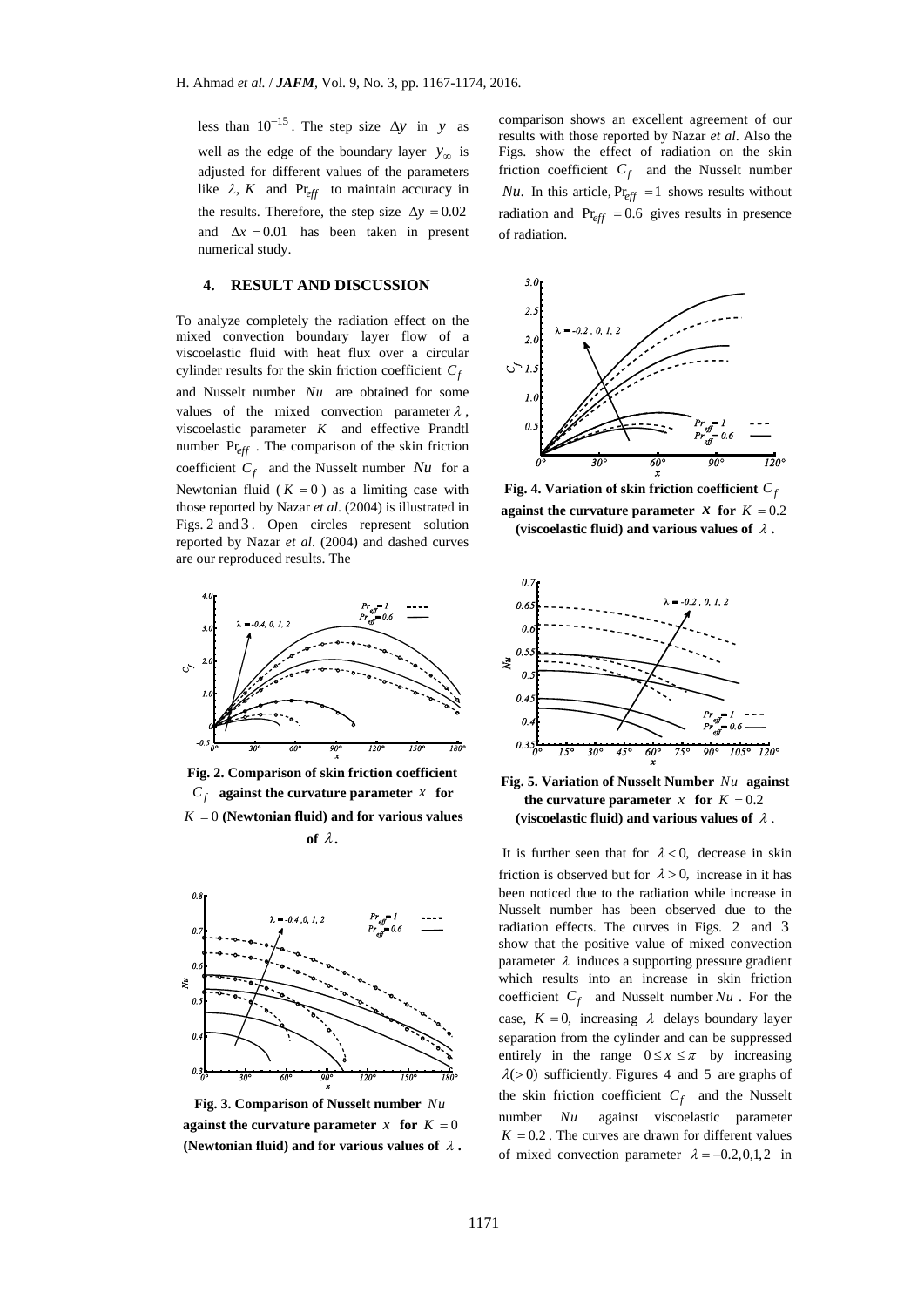less than $10^{-15}$. The step size $\Delta y$ in $y$ as well as the edge of the boundary layer $y_\infty$ is adjusted for different values of the parameters like $\lambda$, $K$ and $\mathrm{Pr}_{eff}$ to maintain accuracy in the results. Therefore, the step size $\Delta y = 0.02$ and $\Delta x = 0.01$ has been taken in present numerical study.

## 4. RESULT AND DISCUSSION

To analyze completely the radiation effect on the mixed convection boundary layer flow of a viscoelastic fluid with heat flux over a circular cylinder results for the skin friction coefficient $C_f$ and Nusselt number $Nu$ are obtained for some values of the mixed convection parameter $\lambda$, viscoelastic parameter $K$ and effective Prandtl number $\mathrm{Pr}_{eff}$. The comparison of the skin friction coefficient $C_f$ and the Nusselt number $Nu$ for a Newtonian fluid ($K = 0$) as a limiting case with those reported by Nazar *et al*. (2004) is illustrated in Figs. 2 and 3. Open circles represent solution reported by Nazar *et al*. (2004) and dashed curves are our reproduced results. The comparison shows an excellent agreement of our results with those reported by Nazar *et al*. Also the Figs. show the effect of radiation on the skin friction coefficient $C_f$ and the Nusselt number $Nu$. In this article, $\mathrm{Pr}_{eff} = 1$ shows results without radiation and $\mathrm{Pr}_{eff} = 0.6$ gives results in presence of radiation.

**Fig. 2. Comparison of skin friction coefficient $C_f$ against the curvature parameter $x$ for $K = 0$ (Newtonian fluid) and for various values of $\lambda$.**

**Fig. 3. Comparison of Nusselt number $Nu$ against the curvature parameter $x$ for $K = 0$ (Newtonian fluid) and for various values of $\lambda$.**

**Fig. 4. Variation of skin friction coefficient $C_f$ against the curvature parameter $x$ for $K = 0.2$ (viscoelastic fluid) and various values of $\lambda$.**

**Fig. 5. Variation of Nusselt Number $Nu$ against the curvature parameter $x$ for $K = 0.2$ (viscoelastic fluid) and various values of $\lambda$.**

It is further seen that for $\lambda < 0$, decrease in skin friction is observed but for $\lambda > 0$, increase in it has been noticed due to the radiation while increase in Nusselt number has been observed due to the radiation effects. The curves in Figs. 2 and 3 show that the positive value of mixed convection parameter $\lambda$ induces a supporting pressure gradient which results into an increase in skin friction coefficient $C_f$ and Nusselt number $Nu$. For the case, $K = 0$, increasing $\lambda$ delays boundary layer separation from the cylinder and can be suppressed entirely in the range $0 \le x \le \pi$ by increasing $\lambda (> 0)$ sufficiently. Figures 4 and 5 are graphs of the skin friction coefficient $C_f$ and the Nusselt number $Nu$ against viscoelastic parameter $K = 0.2$. The curves are drawn for different values of mixed convection parameter $\lambda = -0.2, 0, 1, 2$ in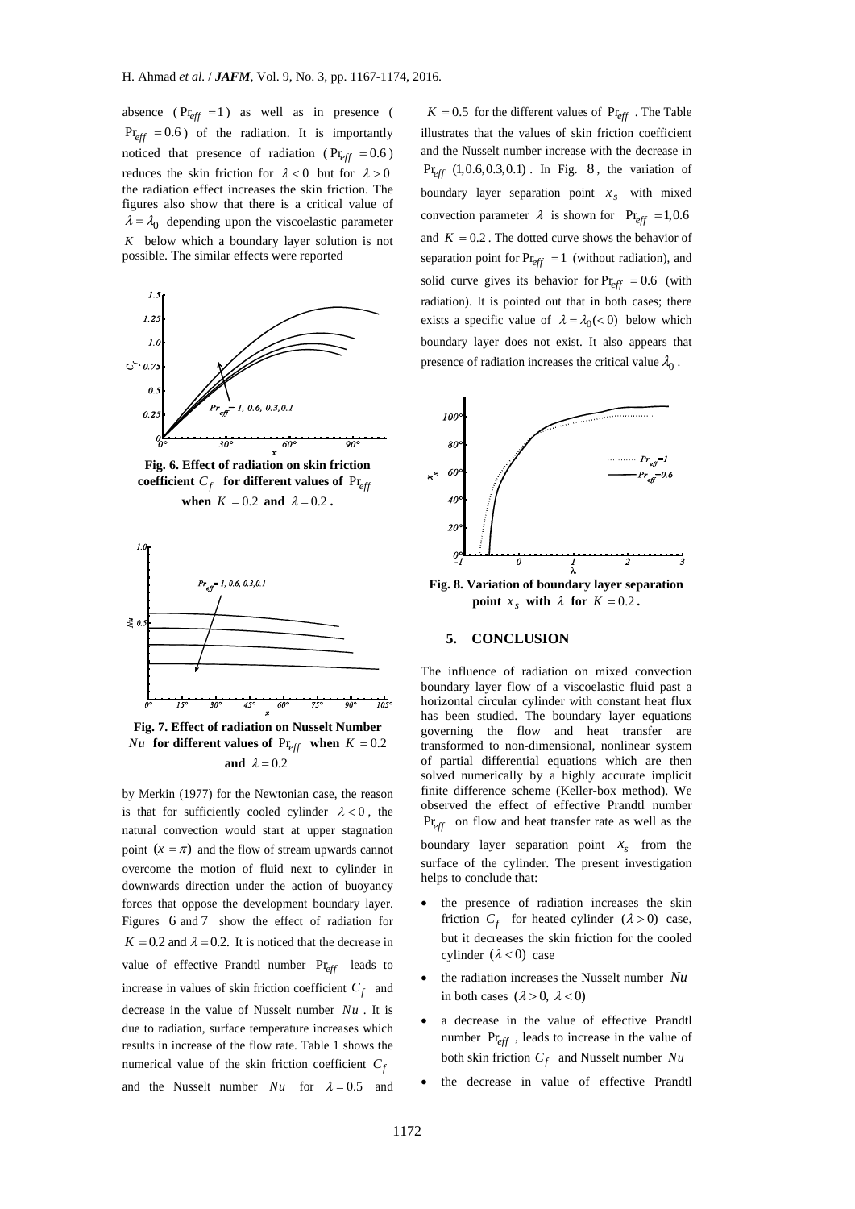absence ($\Pr_{eff} = 1$) as well as in presence ($\Pr_{eff} = 0.6$) of the radiation. It is importantly noticed that presence of radiation ($\Pr_{eff} = 0.6$) reduces the skin friction for $\lambda < 0$ but for $\lambda > 0$ the radiation effect increases the skin friction. The figures also show that there is a critical value of $\lambda = \lambda_0$ depending upon the viscoelastic parameter $K$ below which a boundary layer solution is not possible. The similar effects were reported

**Fig. 6. Effect of radiation on skin friction coefficient $C_f$ for different values of $\Pr_{eff}$ when $K = 0.2$ and $\lambda = 0.2$.**

**Fig. 7. Effect of radiation on Nusselt Number $Nu$ for different values of $\Pr_{eff}$ when $K = 0.2$ and $\lambda = 0.2$**

by Merkin (1977) for the Newtonian case, the reason is that for sufficiently cooled cylinder $\lambda < 0$, the natural convection would start at upper stagnation point $(x = \pi)$ and the flow of stream upwards cannot overcome the motion of fluid next to cylinder in downwards direction under the action of buoyancy forces that oppose the development boundary layer. Figures 6 and 7 show the effect of radiation for $K = 0.2$ and $\lambda = 0.2$. It is noticed that the decrease in value of effective Prandtl number $\Pr_{eff}$ leads to increase in values of skin friction coefficient $C_f$ and decrease in the value of Nusselt number $Nu$. It is due to radiation, surface temperature increases which results in increase of the flow rate. Table 1 shows the numerical value of the skin friction coefficient $C_f$ and the Nusselt number $Nu$ for $\lambda = 0.5$ and $K = 0.5$ for the different values of $\Pr_{eff}$. The Table illustrates that the values of skin friction coefficient and the Nusselt number increase with the decrease in $\Pr_{eff}$ $(1, 0.6, 0.3, 0.1)$. In Fig. 8, the variation of boundary layer separation point $x_s$ with mixed convection parameter $\lambda$ is shown for $\Pr_{eff} = 1, 0.6$ and $K = 0.2$. The dotted curve shows the behavior of separation point for $\Pr_{eff} = 1$ (without radiation), and solid curve gives its behavior for $\Pr_{eff} = 0.6$ (with radiation). It is pointed out that in both cases; there exists a specific value of $\lambda = \lambda_0 (< 0)$ below which boundary layer does not exist. It also appears that presence of radiation increases the critical value $\lambda_0$.

**Fig. 8. Variation of boundary layer separation point $x_s$ with $\lambda$ for $K = 0.2$.**

## 5. CONCLUSION

The influence of radiation on mixed convection boundary layer flow of a viscoelastic fluid past a horizontal circular cylinder with constant heat flux has been studied. The boundary layer equations governing the flow and heat transfer are transformed to non-dimensional, nonlinear system of partial differential equations which are then solved numerically by a highly accurate implicit finite difference scheme (Keller-box method). We observed the effect of effective Prandtl number $\Pr_{eff}$ on flow and heat transfer rate as well as the boundary layer separation point $x_s$ from the surface of the cylinder. The present investigation helps to conclude that:

- the presence of radiation increases the skin friction $C_f$ for heated cylinder $(\lambda > 0)$ case, but it decreases the skin friction for the cooled cylinder $(\lambda < 0)$ case
- the radiation increases the Nusselt number $Nu$ in both cases $(\lambda > 0,\ \lambda < 0)$
- a decrease in the value of effective Prandtl number $\Pr_{eff}$, leads to increase in the value of both skin friction $C_f$ and Nusselt number $Nu$
- the decrease in value of effective Prandtl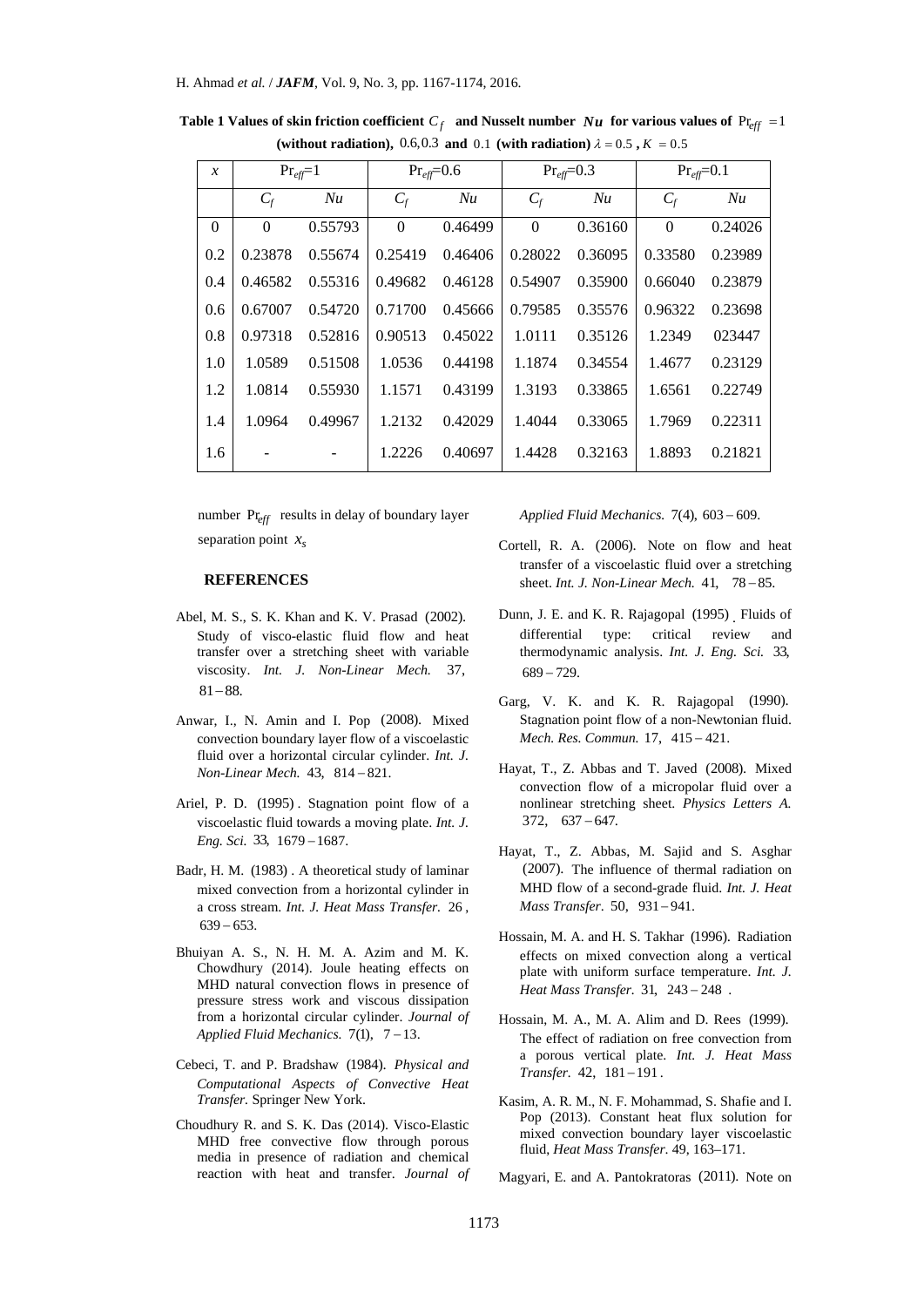**Table 1 Values of skin friction coefficient $C_f$ and Nusselt number $Nu$ for various values of $\Pr_{eff} = 1$ (without radiation), $0.6, 0.3$ and $0.1$ (with radiation) $\lambda = 0.5$, $K = 0.5$**

| $x$ | $\Pr_{eff}$=1 | | $\Pr_{eff}$=0.6 | | $\Pr_{eff}$=0.3 | | $\Pr_{eff}$=0.1 | |
|---|---|---|---|---|---|---|---|---|
| | $C_f$ | $Nu$ | $C_f$ | $Nu$ | $C_f$ | $Nu$ | $C_f$ | $Nu$ |
| 0 | 0 | 0.55793 | 0 | 0.46499 | 0 | 0.36160 | 0 | 0.24026 |
| 0.2 | 0.23878 | 0.55674 | 0.25419 | 0.46406 | 0.28022 | 0.36095 | 0.33580 | 0.23989 |
| 0.4 | 0.46582 | 0.55316 | 0.49682 | 0.46128 | 0.54907 | 0.35900 | 0.66040 | 0.23879 |
| 0.6 | 0.67007 | 0.54720 | 0.71700 | 0.45666 | 0.79585 | 0.35576 | 0.96322 | 0.23698 |
| 0.8 | 0.97318 | 0.52816 | 0.90513 | 0.45022 | 1.0111 | 0.35126 | 1.2349 | 023447 |
| 1.0 | 1.0589 | 0.51508 | 1.0536 | 0.44198 | 1.1874 | 0.34554 | 1.4677 | 0.23129 |
| 1.2 | 1.0814 | 0.55930 | 1.1571 | 0.43199 | 1.3193 | 0.33865 | 1.6561 | 0.22749 |
| 1.4 | 1.0964 | 0.49967 | 1.2132 | 0.42029 | 1.4044 | 0.33065 | 1.7969 | 0.22311 |
| 1.6 | - | - | 1.2226 | 0.40697 | 1.4428 | 0.32163 | 1.8893 | 0.21821 |

number $\Pr_{eff}$ results in delay of boundary layer separation point $x_s$

## REFERENCES

Abel, M. S., S. K. Khan and K. V. Prasad (2002). Study of visco-elastic fluid flow and heat transfer over a stretching sheet with variable viscosity. *Int. J. Non-Linear Mech.* 37, 81 – 88.

Anwar, I., N. Amin and I. Pop (2008). Mixed convection boundary layer flow of a viscoelastic fluid over a horizontal circular cylinder. *Int. J. Non-Linear Mech.* 43, 814 – 821.

Ariel, P. D. (1995). Stagnation point flow of a viscoelastic fluid towards a moving plate. *Int. J. Eng. Sci.* 33, 1679 – 1687.

Badr, H. M. (1983). A theoretical study of laminar mixed convection from a horizontal cylinder in a cross stream. *Int. J. Heat Mass Transfer.* 26, 639 – 653.

Bhuiyan A. S., N. H. M. A. Azim and M. K. Chowdhury (2014). Joule heating effects on MHD natural convection flows in presence of pressure stress work and viscous dissipation from a horizontal circular cylinder. *Journal of Applied Fluid Mechanics.* 7(1), 7 – 13.

Cebeci, T. and P. Bradshaw (1984). *Physical and Computational Aspects of Convective Heat Transfer.* Springer New York.

Choudhury R. and S. K. Das (2014). Visco-Elastic MHD free convective flow through porous media in presence of radiation and chemical reaction with heat and transfer. *Journal of Applied Fluid Mechanics.* 7(4), 603 – 609.

Cortell, R. A. (2006). Note on flow and heat transfer of a viscoelastic fluid over a stretching sheet. *Int. J. Non-Linear Mech.* 41, 78 – 85.

Dunn, J. E. and K. R. Rajagopal (1995). Fluids of differential type: critical review and thermodynamic analysis. *Int. J. Eng. Sci.* 33, 689 – 729.

Garg, V. K. and K. R. Rajagopal (1990). Stagnation point flow of a non-Newtonian fluid. *Mech. Res. Commun.* 17, 415 – 421.

Hayat, T., Z. Abbas and T. Javed (2008). Mixed convection flow of a micropolar fluid over a nonlinear stretching sheet. *Physics Letters A.* 372, 637 – 647.

Hayat, T., Z. Abbas, M. Sajid and S. Asghar (2007). The influence of thermal radiation on MHD flow of a second-grade fluid. *Int. J. Heat Mass Transfer.* 50, 931 – 941.

Hossain, M. A. and H. S. Takhar (1996). Radiation effects on mixed convection along a vertical plate with uniform surface temperature. *Int. J. Heat Mass Transfer.* 31, 243 – 248.

Hossain, M. A., M. A. Alim and D. Rees (1999). The effect of radiation on free convection from a porous vertical plate. *Int. J. Heat Mass Transfer.* 42, 181 – 191.

Kasim, A. R. M., N. F. Mohammad, S. Shafie and I. Pop (2013). Constant heat flux solution for mixed convection boundary layer viscoelastic fluid, *Heat Mass Transfer.* 49, 163–171.

Magyari, E. and A. Pantokratoras (2011). Note on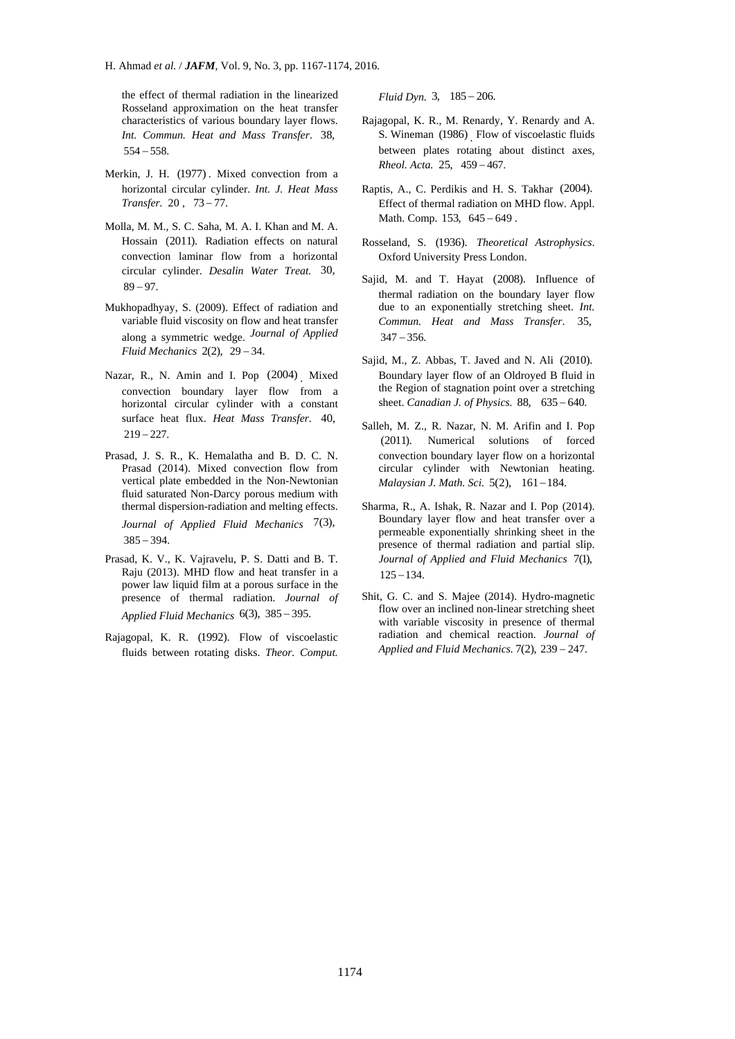the effect of thermal radiation in the linearized Rosseland approximation on the heat transfer characteristics of various boundary layer flows. *Int. Commun. Heat and Mass Transfer*. 38, 554 – 558.

Merkin, J. H. (1977). Mixed convection from a horizontal circular cylinder. *Int. J. Heat Mass Transfer.* 20 , 73 – 77.

Molla, M. M., S. C. Saha, M. A. I. Khan and M. A. Hossain (2011). Radiation effects on natural convection laminar flow from a horizontal circular cylinder. *Desalin Water Treat.* 30, 89 – 97.

Mukhopadhyay, S. (2009). Effect of radiation and variable fluid viscosity on flow and heat transfer along a symmetric wedge. *Journal of Applied Fluid Mechanics* 2(2), 29 – 34.

Nazar, R., N. Amin and I. Pop (2004). Mixed convection boundary layer flow from a horizontal circular cylinder with a constant surface heat flux. *Heat Mass Transfer.* 40, 219 – 227.

Prasad, J. S. R., K. Hemalatha and B. D. C. N. Prasad (2014). Mixed convection flow from vertical plate embedded in the Non-Newtonian fluid saturated Non-Darcy porous medium with thermal dispersion-radiation and melting effects. *Journal of Applied Fluid Mechanics* 7(3), 385 – 394.

Prasad, K. V., K. Vajravelu, P. S. Datti and B. T. Raju (2013). MHD flow and heat transfer in a power law liquid film at a porous surface in the presence of thermal radiation. *Journal of Applied Fluid Mechanics* 6(3), 385 – 395.

Rajagopal, K. R. (1992). Flow of viscoelastic fluids between rotating disks. *Theor. Comput. Fluid Dyn.* 3, 185 – 206.

Rajagopal, K. R., M. Renardy, Y. Renardy and A. S. Wineman (1986). Flow of viscoelastic fluids between plates rotating about distinct axes, *Rheol. Acta.* 25, 459 – 467.

Raptis, A., C. Perdikis and H. S. Takhar (2004). Effect of thermal radiation on MHD flow. Appl. Math. Comp. 153, 645 – 649 .

Rosseland, S. (1936). *Theoretical Astrophysics*. Oxford University Press London.

Sajid, M. and T. Hayat (2008). Influence of thermal radiation on the boundary layer flow due to an exponentially stretching sheet. *Int. Commun. Heat and Mass Transfer*. 35, 347 – 356.

Sajid, M., Z. Abbas, T. Javed and N. Ali (2010). Boundary layer flow of an Oldroyed B fluid in the Region of stagnation point over a stretching sheet. *Canadian J. of Physics.* 88, 635 – 640.

Salleh, M. Z., R. Nazar, N. M. Arifin and I. Pop (2011). Numerical solutions of forced convection boundary layer flow on a horizontal circular cylinder with Newtonian heating. *Malaysian J. Math. Sci.* 5(2), 161 – 184.

Sharma, R., A. Ishak, R. Nazar and I. Pop (2014). Boundary layer flow and heat transfer over a permeable exponentially shrinking sheet in the presence of thermal radiation and partial slip. *Journal of Applied and Fluid Mechanics* 7(1), 125 – 134.

Shit, G. C. and S. Majee (2014). Hydro-magnetic flow over an inclined non-linear stretching sheet with variable viscosity in presence of thermal radiation and chemical reaction. *Journal of Applied and Fluid Mechanics.* 7(2), 239 – 247.